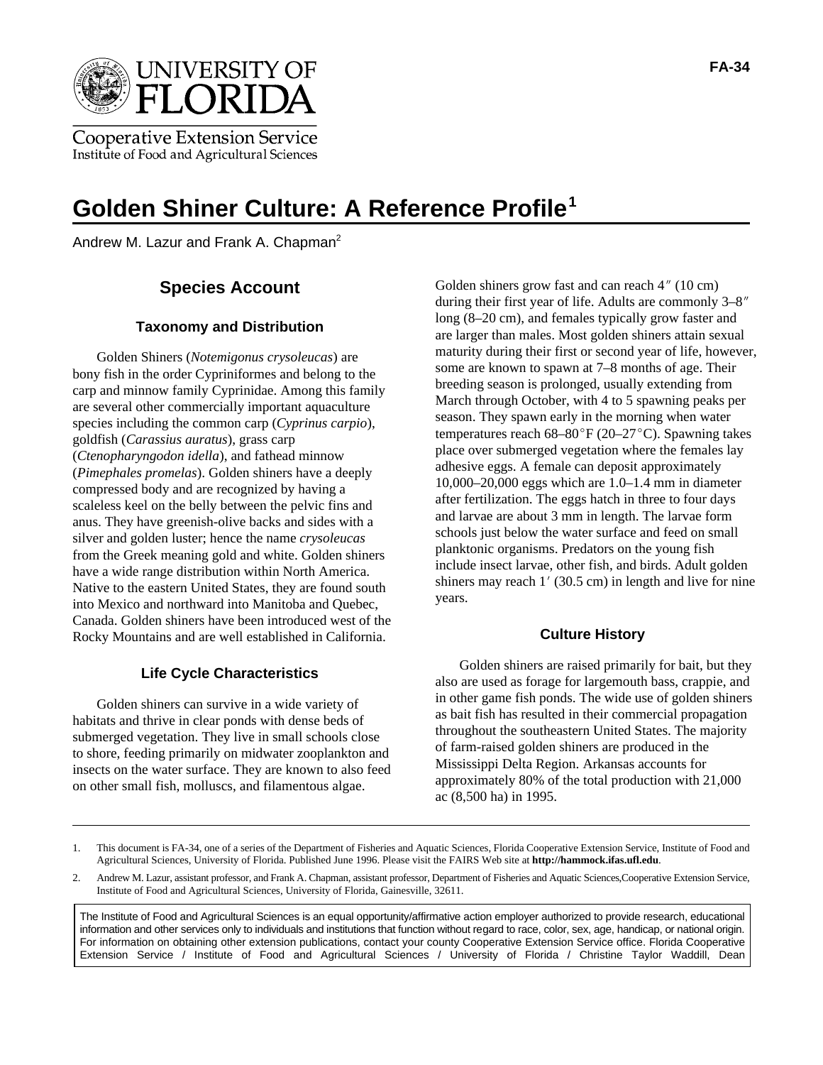# Golden Shiner Culture: A Reference Profile[1]

Andrew M. Lazur and Frank A. Chapman[2]

## Species Account

### Taxonomy and Distribution

Golden Shiners (*Notemigonus crysoleucas*) are bony fish in the order Cypriniformes and belong to the carp and minnow family Cyprinidae. Among this family are several other commercially important aquaculture species including the common carp (*Cyprinus carpio*), goldfish (*Carassius auratus*), grass carp (*Ctenopharyngodon idella*), and fathead minnow (*Pimephales promelas*). Golden shiners have a deeply compressed body and are recognized by having a scaleless keel on the belly between the pelvic fins and anus. They have greenish-olive backs and sides with a silver and golden luster; hence the name *crysoleucas* from the Greek meaning gold and white. Golden shiners have a wide range distribution within North America. Native to the eastern United States, they are found south into Mexico and northward into Manitoba and Quebec, Canada. Golden shiners have been introduced west of the Rocky Mountains and are well established in California.

### Life Cycle Characteristics

Golden shiners can survive in a wide variety of habitats and thrive in clear ponds with dense beds of submerged vegetation. They live in small schools close to shore, feeding primarily on midwater zooplankton and insects on the water surface. They are known to also feed on other small fish, molluscs, and filamentous algae.

Golden shiners grow fast and can reach 4″ (10 cm) during their first year of life. Adults are commonly 3–8″ long (8–20 cm), and females typically grow faster and are larger than males. Most golden shiners attain sexual maturity during their first or second year of life, however, some are known to spawn at 7–8 months of age. Their breeding season is prolonged, usually extending from March through October, with 4 to 5 spawning peaks per season. They spawn early in the morning when water temperatures reach 68–80°F (20–27°C). Spawning takes place over submerged vegetation where the females lay adhesive eggs. A female can deposit approximately 10,000–20,000 eggs which are 1.0–1.4 mm in diameter after fertilization. The eggs hatch in three to four days and larvae are about 3 mm in length. The larvae form schools just below the water surface and feed on small planktonic organisms. Predators on the young fish include insect larvae, other fish, and birds. Adult golden shiners may reach 1′ (30.5 cm) in length and live for nine years.

### Culture History

Golden shiners are raised primarily for bait, but they also are used as forage for largemouth bass, crappie, and in other game fish ponds. The wide use of golden shiners as bait fish has resulted in their commercial propagation throughout the southeastern United States. The majority of farm-raised golden shiners are produced in the Mississippi Delta Region. Arkansas accounts for approximately 80% of the total production with 21,000 ac (8,500 ha) in 1995.

---

1. This document is FA-34, one of a series of the Department of Fisheries and Aquatic Sciences, Florida Cooperative Extension Service, Institute of Food and Agricultural Sciences, University of Florida. Published June 1996. Please visit the FAIRS Web site at **http://hammock.ifas.ufl.edu**.

2. Andrew M. Lazur, assistant professor, and Frank A. Chapman, assistant professor, Department of Fisheries and Aquatic Sciences,Cooperative Extension Service, Institute of Food and Agricultural Sciences, University of Florida, Gainesville, 32611.

The Institute of Food and Agricultural Sciences is an equal opportunity/affirmative action employer authorized to provide research, educational information and other services only to individuals and institutions that function without regard to race, color, sex, age, handicap, or national origin. For information on obtaining other extension publications, contact your county Cooperative Extension Service office. Florida Cooperative Extension Service / Institute of Food and Agricultural Sciences / University of Florida / Christine Taylor Waddill, Dean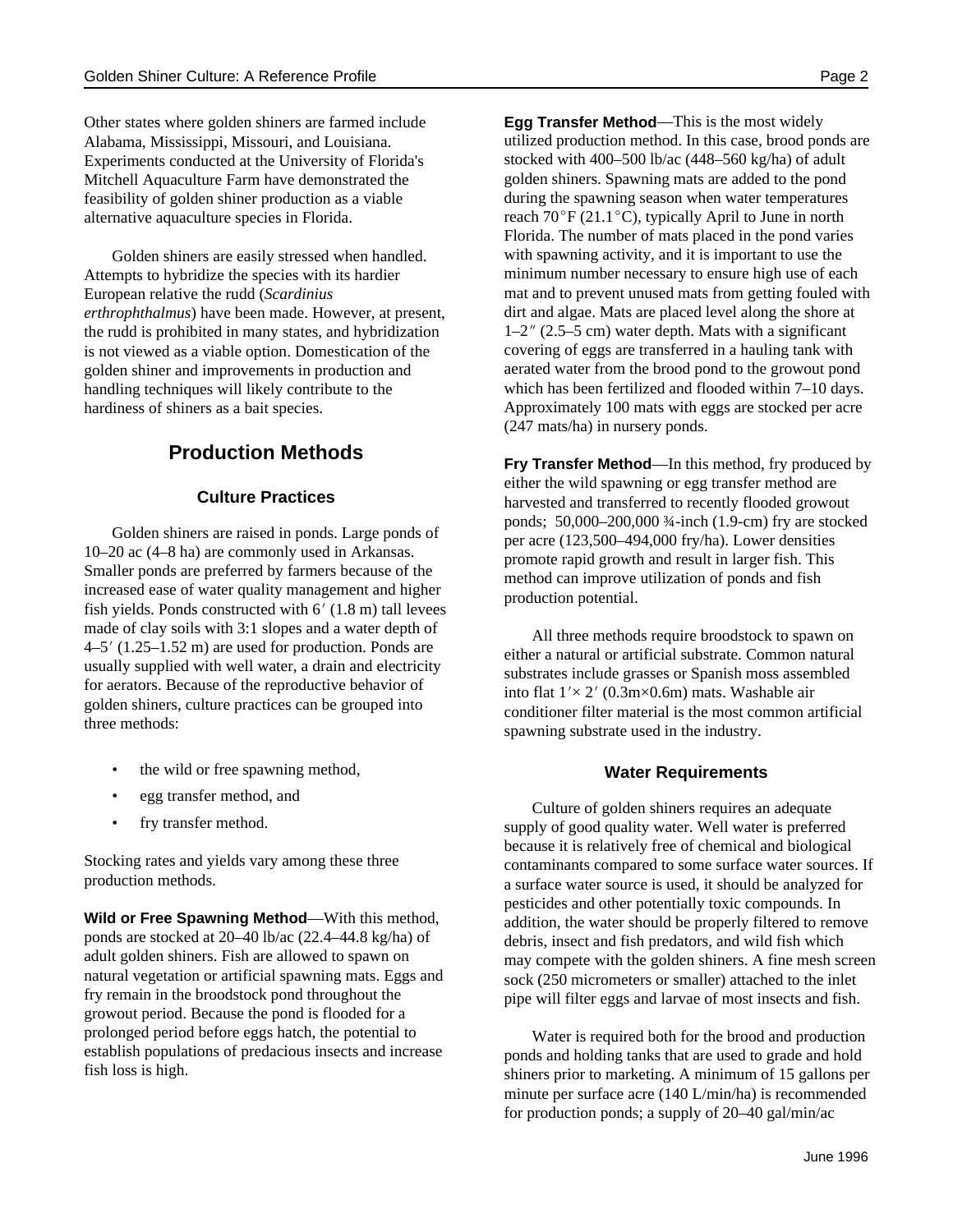Other states where golden shiners are farmed include Alabama, Mississippi, Missouri, and Louisiana. Experiments conducted at the University of Florida's Mitchell Aquaculture Farm have demonstrated the feasibility of golden shiner production as a viable alternative aquaculture species in Florida.

Golden shiners are easily stressed when handled. Attempts to hybridize the species with its hardier European relative the rudd (*Scardinius erthrophthalmus*) have been made. However, at present, the rudd is prohibited in many states, and hybridization is not viewed as a viable option. Domestication of the golden shiner and improvements in production and handling techniques will likely contribute to the hardiness of shiners as a bait species.

## Production Methods

### Culture Practices

Golden shiners are raised in ponds. Large ponds of 10–20 ac (4–8 ha) are commonly used in Arkansas. Smaller ponds are preferred by farmers because of the increased ease of water quality management and higher fish yields. Ponds constructed with 6′ (1.8 m) tall levees made of clay soils with 3:1 slopes and a water depth of 4–5′ (1.25–1.52 m) are used for production. Ponds are usually supplied with well water, a drain and electricity for aerators. Because of the reproductive behavior of golden shiners, culture practices can be grouped into three methods:

- the wild or free spawning method,
- egg transfer method, and
- fry transfer method.

Stocking rates and yields vary among these three production methods.

**Wild or Free Spawning Method**—With this method, ponds are stocked at 20–40 lb/ac (22.4–44.8 kg/ha) of adult golden shiners. Fish are allowed to spawn on natural vegetation or artificial spawning mats. Eggs and fry remain in the broodstock pond throughout the growout period. Because the pond is flooded for a prolonged period before eggs hatch, the potential to establish populations of predacious insects and increase fish loss is high.

**Egg Transfer Method**—This is the most widely utilized production method. In this case, brood ponds are stocked with 400–500 lb/ac (448–560 kg/ha) of adult golden shiners. Spawning mats are added to the pond during the spawning season when water temperatures reach 70°F (21.1°C), typically April to June in north Florida. The number of mats placed in the pond varies with spawning activity, and it is important to use the minimum number necessary to ensure high use of each mat and to prevent unused mats from getting fouled with dirt and algae. Mats are placed level along the shore at 1–2″ (2.5–5 cm) water depth. Mats with a significant covering of eggs are transferred in a hauling tank with aerated water from the brood pond to the growout pond which has been fertilized and flooded within 7–10 days. Approximately 100 mats with eggs are stocked per acre (247 mats/ha) in nursery ponds.

**Fry Transfer Method**—In this method, fry produced by either the wild spawning or egg transfer method are harvested and transferred to recently flooded growout ponds; 50,000–200,000 ¾-inch (1.9-cm) fry are stocked per acre (123,500–494,000 fry/ha). Lower densities promote rapid growth and result in larger fish. This method can improve utilization of ponds and fish production potential.

All three methods require broodstock to spawn on either a natural or artificial substrate. Common natural substrates include grasses or Spanish moss assembled into flat 1′× 2′ (0.3m×0.6m) mats. Washable air conditioner filter material is the most common artificial spawning substrate used in the industry.

### Water Requirements

Culture of golden shiners requires an adequate supply of good quality water. Well water is preferred because it is relatively free of chemical and biological contaminants compared to some surface water sources. If a surface water source is used, it should be analyzed for pesticides and other potentially toxic compounds. In addition, the water should be properly filtered to remove debris, insect and fish predators, and wild fish which may compete with the golden shiners. A fine mesh screen sock (250 micrometers or smaller) attached to the inlet pipe will filter eggs and larvae of most insects and fish.

Water is required both for the brood and production ponds and holding tanks that are used to grade and hold shiners prior to marketing. A minimum of 15 gallons per minute per surface acre (140 L/min/ha) is recommended for production ponds; a supply of 20–40 gal/min/ac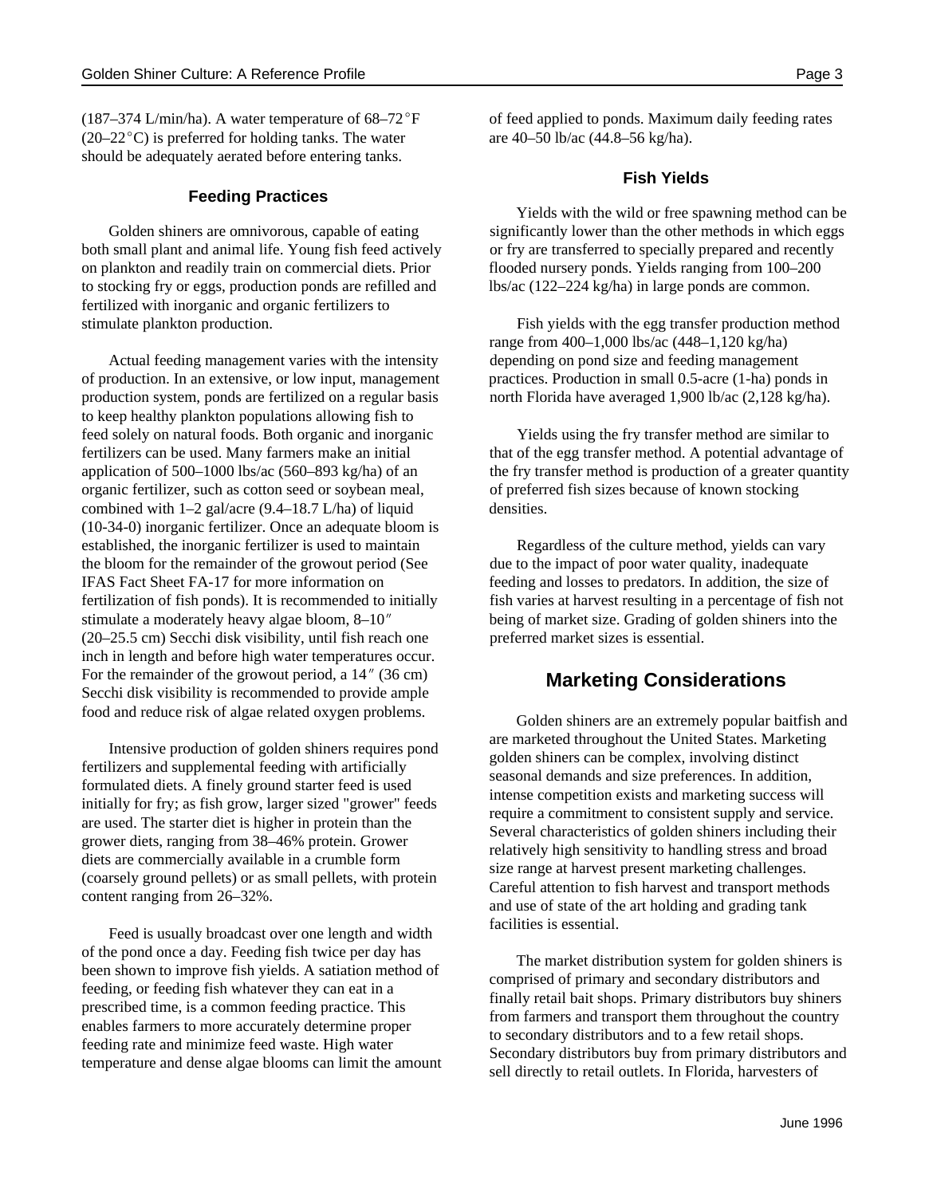(187–374 L/min/ha). A water temperature of 68–72°F (20–22°C) is preferred for holding tanks. The water should be adequately aerated before entering tanks.

### Feeding Practices

Golden shiners are omnivorous, capable of eating both small plant and animal life. Young fish feed actively on plankton and readily train on commercial diets. Prior to stocking fry or eggs, production ponds are refilled and fertilized with inorganic and organic fertilizers to stimulate plankton production.

Actual feeding management varies with the intensity of production. In an extensive, or low input, management production system, ponds are fertilized on a regular basis to keep healthy plankton populations allowing fish to feed solely on natural foods. Both organic and inorganic fertilizers can be used. Many farmers make an initial application of 500–1000 lbs/ac (560–893 kg/ha) of an organic fertilizer, such as cotton seed or soybean meal, combined with 1–2 gal/acre (9.4–18.7 L/ha) of liquid (10-34-0) inorganic fertilizer. Once an adequate bloom is established, the inorganic fertilizer is used to maintain the bloom for the remainder of the growout period (See IFAS Fact Sheet FA-17 for more information on fertilization of fish ponds). It is recommended to initially stimulate a moderately heavy algae bloom, 8–10″ (20–25.5 cm) Secchi disk visibility, until fish reach one inch in length and before high water temperatures occur. For the remainder of the growout period, a 14″ (36 cm) Secchi disk visibility is recommended to provide ample food and reduce risk of algae related oxygen problems.

Intensive production of golden shiners requires pond fertilizers and supplemental feeding with artificially formulated diets. A finely ground starter feed is used initially for fry; as fish grow, larger sized "grower" feeds are used. The starter diet is higher in protein than the grower diets, ranging from 38–46% protein. Grower diets are commercially available in a crumble form (coarsely ground pellets) or as small pellets, with protein content ranging from 26–32%.

Feed is usually broadcast over one length and width of the pond once a day. Feeding fish twice per day has been shown to improve fish yields. A satiation method of feeding, or feeding fish whatever they can eat in a prescribed time, is a common feeding practice. This enables farmers to more accurately determine proper feeding rate and minimize feed waste. High water temperature and dense algae blooms can limit the amount of feed applied to ponds. Maximum daily feeding rates are 40–50 lb/ac (44.8–56 kg/ha).

### Fish Yields

Yields with the wild or free spawning method can be significantly lower than the other methods in which eggs or fry are transferred to specially prepared and recently flooded nursery ponds. Yields ranging from 100–200 lbs/ac (122–224 kg/ha) in large ponds are common.

Fish yields with the egg transfer production method range from 400–1,000 lbs/ac (448–1,120 kg/ha) depending on pond size and feeding management practices. Production in small 0.5-acre (1-ha) ponds in north Florida have averaged 1,900 lb/ac (2,128 kg/ha).

Yields using the fry transfer method are similar to that of the egg transfer method. A potential advantage of the fry transfer method is production of a greater quantity of preferred fish sizes because of known stocking densities.

Regardless of the culture method, yields can vary due to the impact of poor water quality, inadequate feeding and losses to predators. In addition, the size of fish varies at harvest resulting in a percentage of fish not being of market size. Grading of golden shiners into the preferred market sizes is essential.

## Marketing Considerations

Golden shiners are an extremely popular baitfish and are marketed throughout the United States. Marketing golden shiners can be complex, involving distinct seasonal demands and size preferences. In addition, intense competition exists and marketing success will require a commitment to consistent supply and service. Several characteristics of golden shiners including their relatively high sensitivity to handling stress and broad size range at harvest present marketing challenges. Careful attention to fish harvest and transport methods and use of state of the art holding and grading tank facilities is essential.

The market distribution system for golden shiners is comprised of primary and secondary distributors and finally retail bait shops. Primary distributors buy shiners from farmers and transport them throughout the country to secondary distributors and to a few retail shops. Secondary distributors buy from primary distributors and sell directly to retail outlets. In Florida, harvesters of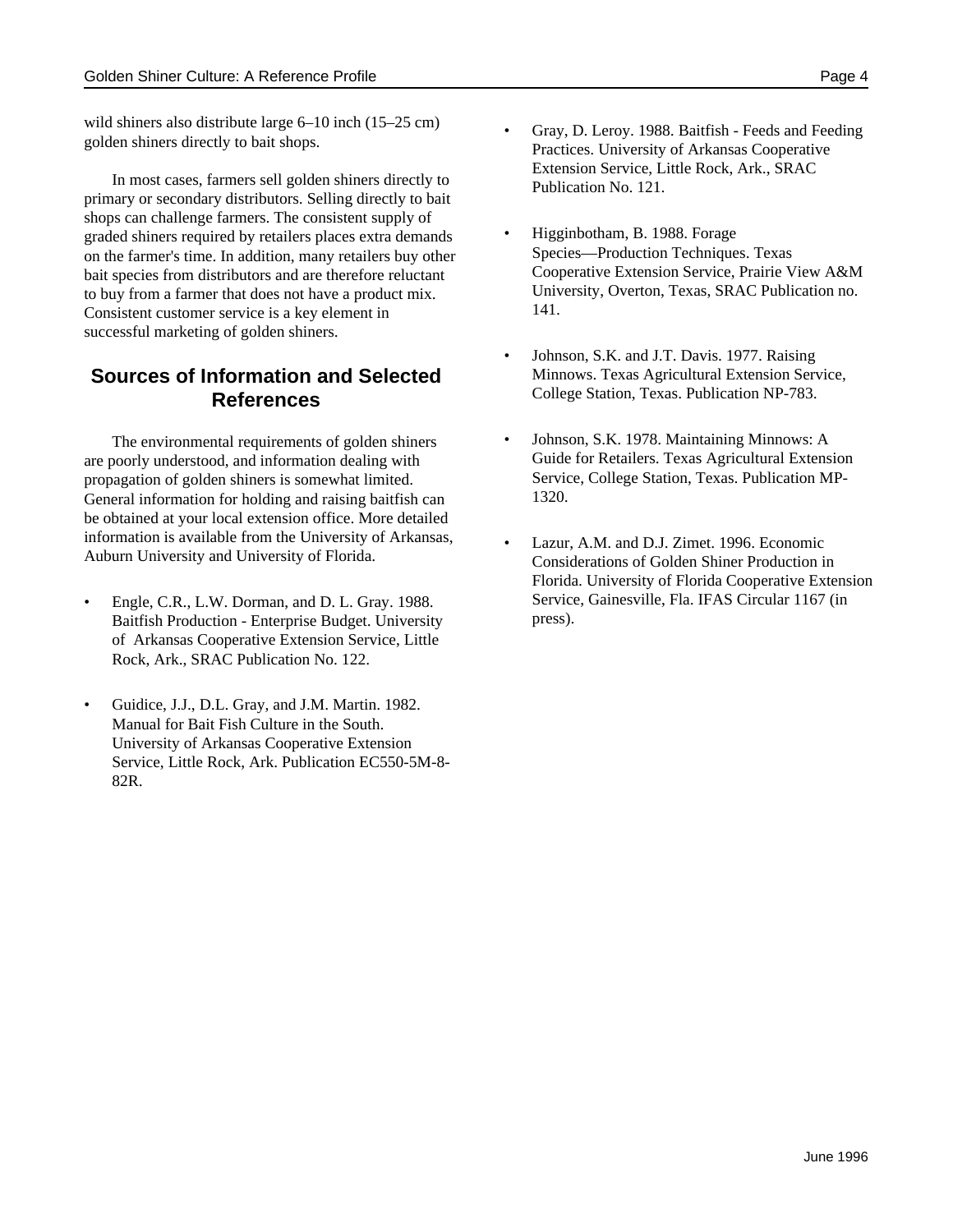wild shiners also distribute large 6–10 inch (15–25 cm) golden shiners directly to bait shops.

In most cases, farmers sell golden shiners directly to primary or secondary distributors. Selling directly to bait shops can challenge farmers. The consistent supply of graded shiners required by retailers places extra demands on the farmer's time. In addition, many retailers buy other bait species from distributors and are therefore reluctant to buy from a farmer that does not have a product mix. Consistent customer service is a key element in successful marketing of golden shiners.

## Sources of Information and Selected References

The environmental requirements of golden shiners are poorly understood, and information dealing with propagation of golden shiners is somewhat limited. General information for holding and raising baitfish can be obtained at your local extension office. More detailed information is available from the University of Arkansas, Auburn University and University of Florida.

- Engle, C.R., L.W. Dorman, and D. L. Gray. 1988. Baitfish Production - Enterprise Budget. University of Arkansas Cooperative Extension Service, Little Rock, Ark., SRAC Publication No. 122.
- Guidice, J.J., D.L. Gray, and J.M. Martin. 1982. Manual for Bait Fish Culture in the South. University of Arkansas Cooperative Extension Service, Little Rock, Ark. Publication EC550-5M-8-82R.
- Gray, D. Leroy. 1988. Baitfish - Feeds and Feeding Practices. University of Arkansas Cooperative Extension Service, Little Rock, Ark., SRAC Publication No. 121.
- Higginbotham, B. 1988. Forage Species—Production Techniques. Texas Cooperative Extension Service, Prairie View A&M University, Overton, Texas, SRAC Publication no. 141.
- Johnson, S.K. and J.T. Davis. 1977. Raising Minnows. Texas Agricultural Extension Service, College Station, Texas. Publication NP-783.
- Johnson, S.K. 1978. Maintaining Minnows: A Guide for Retailers. Texas Agricultural Extension Service, College Station, Texas. Publication MP-1320.
- Lazur, A.M. and D.J. Zimet. 1996. Economic Considerations of Golden Shiner Production in Florida. University of Florida Cooperative Extension Service, Gainesville, Fla. IFAS Circular 1167 (in press).

June 1996